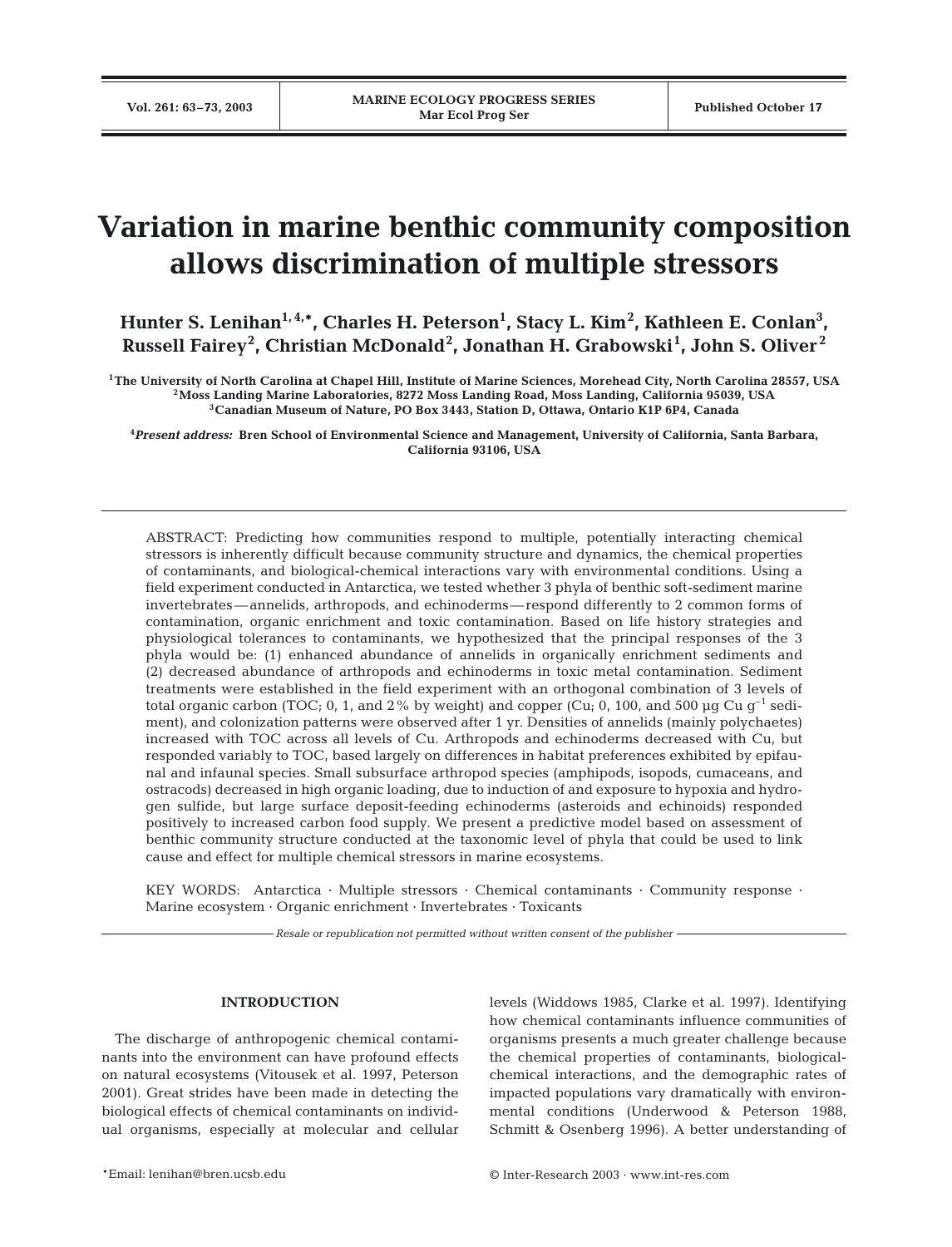# Variation in marine benthic community composition allows discrimination of multiple stressors

**Hunter S. Lenihan[1,4,*], Charles H. Peterson[1], Stacy L. Kim[2], Kathleen E. Conlan[3], Russell Fairey[2], Christian McDonald[2], Jonathan H. Grabowski[1], John S. Oliver[2]**

[1]The University of North Carolina at Chapel Hill, Institute of Marine Sciences, Morehead City, North Carolina 28557, USA
[2]Moss Landing Marine Laboratories, 8272 Moss Landing Road, Moss Landing, California 95039, USA
[3]Canadian Museum of Nature, PO Box 3443, Station D, Ottawa, Ontario K1P 6P4, Canada

[4]*Present address:* Bren School of Environmental Science and Management, University of California, Santa Barbara, California 93106, USA

ABSTRACT: Predicting how communities respond to multiple, potentially interacting chemical stressors is inherently difficult because community structure and dynamics, the chemical properties of contaminants, and biological-chemical interactions vary with environmental conditions. Using a field experiment conducted in Antarctica, we tested whether 3 phyla of benthic soft-sediment marine invertebrates—annelids, arthropods, and echinoderms—respond differently to 2 common forms of contamination, organic enrichment and toxic contamination. Based on life history strategies and physiological tolerances to contaminants, we hypothesized that the principal responses of the 3 phyla would be: (1) enhanced abundance of annelids in organically enrichment sediments and (2) decreased abundance of arthropods and echinoderms in toxic metal contamination. Sediment treatments were established in the field experiment with an orthogonal combination of 3 levels of total organic carbon (TOC; 0, 1, and 2% by weight) and copper (Cu; 0, 100, and 500 µg Cu $g^{-1}$ sediment), and colonization patterns were observed after 1 yr. Densities of annelids (mainly polychaetes) increased with TOC across all levels of Cu. Arthropods and echinoderms decreased with Cu, but responded variably to TOC, based largely on differences in habitat preferences exhibited by epifaunal and infaunal species. Small subsurface arthropod species (amphipods, isopods, cumaceans, and ostracods) decreased in high organic loading, due to induction of and exposure to hypoxia and hydrogen sulfide, but large surface deposit-feeding echinoderms (asteroids and echinoids) responded positively to increased carbon food supply. We present a predictive model based on assessment of benthic community structure conducted at the taxonomic level of phyla that could be used to link cause and effect for multiple chemical stressors in marine ecosystems.

KEY WORDS: Antarctica · Multiple stressors · Chemical contaminants · Community response · Marine ecosystem · Organic enrichment · Invertebrates · Toxicants

*Resale or republication not permitted without written consent of the publisher*

## INTRODUCTION

The discharge of anthropogenic chemical contaminants into the environment can have profound effects on natural ecosystems (Vitousek et al. 1997, Peterson 2001). Great strides have been made in detecting the biological effects of chemical contaminants on individual organisms, especially at molecular and cellular levels (Widdows 1985, Clarke et al. 1997). Identifying how chemical contaminants influence communities of organisms presents a much greater challenge because the chemical properties of contaminants, biological-chemical interactions, and the demographic rates of impacted populations vary dramatically with environmental conditions (Underwood & Peterson 1988, Schmitt & Osenberg 1996). A better understanding of

*Email: lenihan@bren.ucsb.edu

© Inter-Research 2003 · www.int-res.com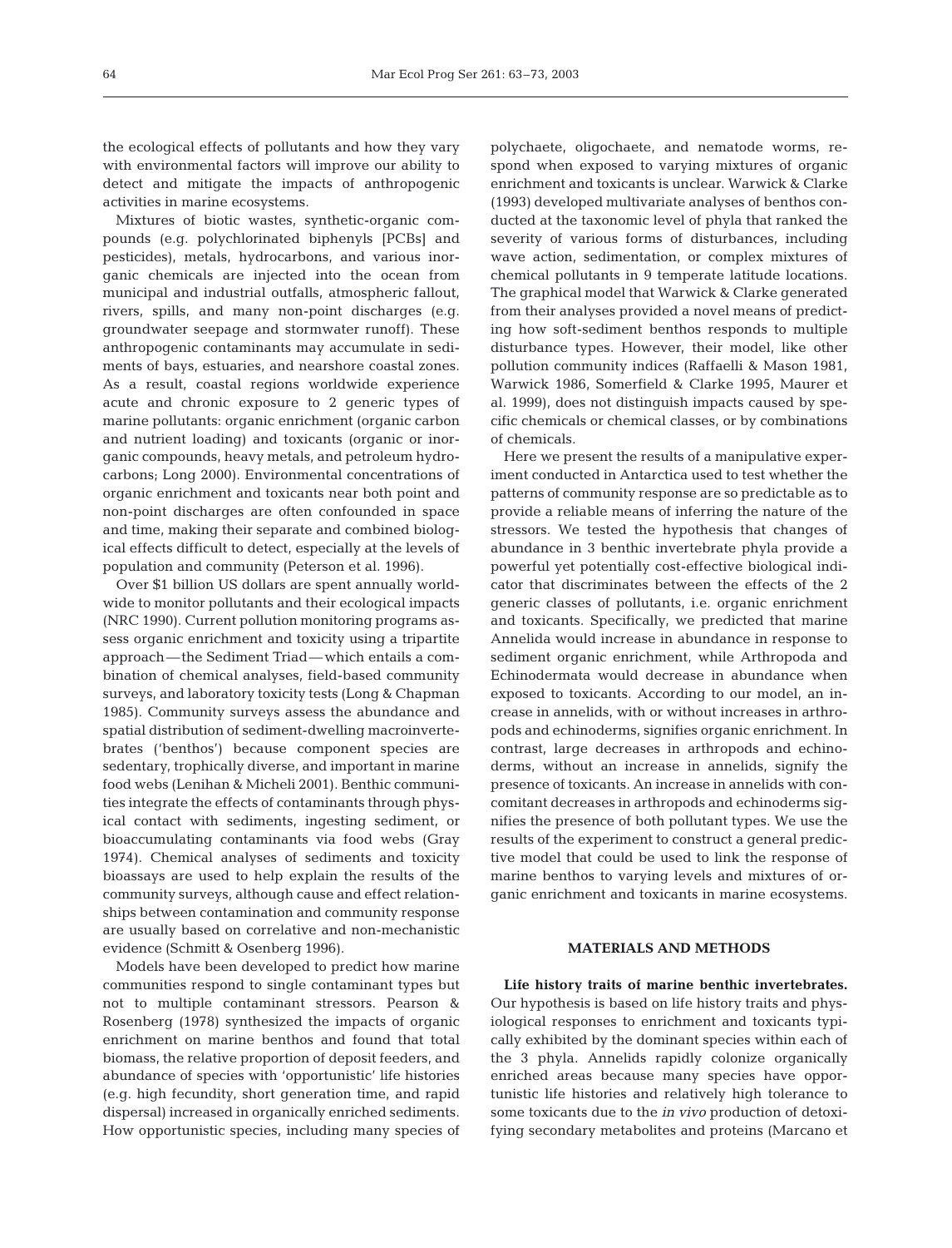the ecological effects of pollutants and how they vary with environmental factors will improve our ability to detect and mitigate the impacts of anthropogenic activities in marine ecosystems.

Mixtures of biotic wastes, synthetic-organic compounds (e.g. polychlorinated biphenyls [PCBs] and pesticides), metals, hydrocarbons, and various inorganic chemicals are injected into the ocean from municipal and industrial outfalls, atmospheric fallout, rivers, spills, and many non-point discharges (e.g. groundwater seepage and stormwater runoff). These anthropogenic contaminants may accumulate in sediments of bays, estuaries, and nearshore coastal zones. As a result, coastal regions worldwide experience acute and chronic exposure to 2 generic types of marine pollutants: organic enrichment (organic carbon and nutrient loading) and toxicants (organic or inorganic compounds, heavy metals, and petroleum hydrocarbons; Long 2000). Environmental concentrations of organic enrichment and toxicants near both point and non-point discharges are often confounded in space and time, making their separate and combined biological effects difficult to detect, especially at the levels of population and community (Peterson et al. 1996).

Over $1 billion US dollars are spent annually worldwide to monitor pollutants and their ecological impacts (NRC 1990). Current pollution monitoring programs assess organic enrichment and toxicity using a tripartite approach—the Sediment Triad—which entails a combination of chemical analyses, field-based community surveys, and laboratory toxicity tests (Long & Chapman 1985). Community surveys assess the abundance and spatial distribution of sediment-dwelling macroinvertebrates ('benthos') because component species are sedentary, trophically diverse, and important in marine food webs (Lenihan & Micheli 2001). Benthic communities integrate the effects of contaminants through physical contact with sediments, ingesting sediment, or bioaccumulating contaminants via food webs (Gray 1974). Chemical analyses of sediments and toxicity bioassays are used to help explain the results of the community surveys, although cause and effect relationships between contamination and community response are usually based on correlative and non-mechanistic evidence (Schmitt & Osenberg 1996).

Models have been developed to predict how marine communities respond to single contaminant types but not to multiple contaminant stressors. Pearson & Rosenberg (1978) synthesized the impacts of organic enrichment on marine benthos and found that total biomass, the relative proportion of deposit feeders, and abundance of species with 'opportunistic' life histories (e.g. high fecundity, short generation time, and rapid dispersal) increased in organically enriched sediments. How opportunistic species, including many species of polychaete, oligochaete, and nematode worms, respond when exposed to varying mixtures of organic enrichment and toxicants is unclear. Warwick & Clarke (1993) developed multivariate analyses of benthos conducted at the taxonomic level of phyla that ranked the severity of various forms of disturbances, including wave action, sedimentation, or complex mixtures of chemical pollutants in 9 temperate latitude locations. The graphical model that Warwick & Clarke generated from their analyses provided a novel means of predicting how soft-sediment benthos responds to multiple disturbance types. However, their model, like other pollution community indices (Raffaelli & Mason 1981, Warwick 1986, Somerfield & Clarke 1995, Maurer et al. 1999), does not distinguish impacts caused by specific chemicals or chemical classes, or by combinations of chemicals.

Here we present the results of a manipulative experiment conducted in Antarctica used to test whether the patterns of community response are so predictable as to provide a reliable means of inferring the nature of the stressors. We tested the hypothesis that changes of abundance in 3 benthic invertebrate phyla provide a powerful yet potentially cost-effective biological indicator that discriminates between the effects of the 2 generic classes of pollutants, i.e. organic enrichment and toxicants. Specifically, we predicted that marine Annelida would increase in abundance in response to sediment organic enrichment, while Arthropoda and Echinodermata would decrease in abundance when exposed to toxicants. According to our model, an increase in annelids, with or without increases in arthropods and echinoderms, signifies organic enrichment. In contrast, large decreases in arthropods and echinoderms, without an increase in annelids, signify the presence of toxicants. An increase in annelids with concomitant decreases in arthropods and echinoderms signifies the presence of both pollutant types. We use the results of the experiment to construct a general predictive model that could be used to link the response of marine benthos to varying levels and mixtures of organic enrichment and toxicants in marine ecosystems.

## MATERIALS AND METHODS

**Life history traits of marine benthic invertebrates.** Our hypothesis is based on life history traits and physiological responses to enrichment and toxicants typically exhibited by the dominant species within each of the 3 phyla. Annelids rapidly colonize organically enriched areas because many species have opportunistic life histories and relatively high tolerance to some toxicants due to the *in vivo* production of detoxifying secondary metabolites and proteins (Marcano et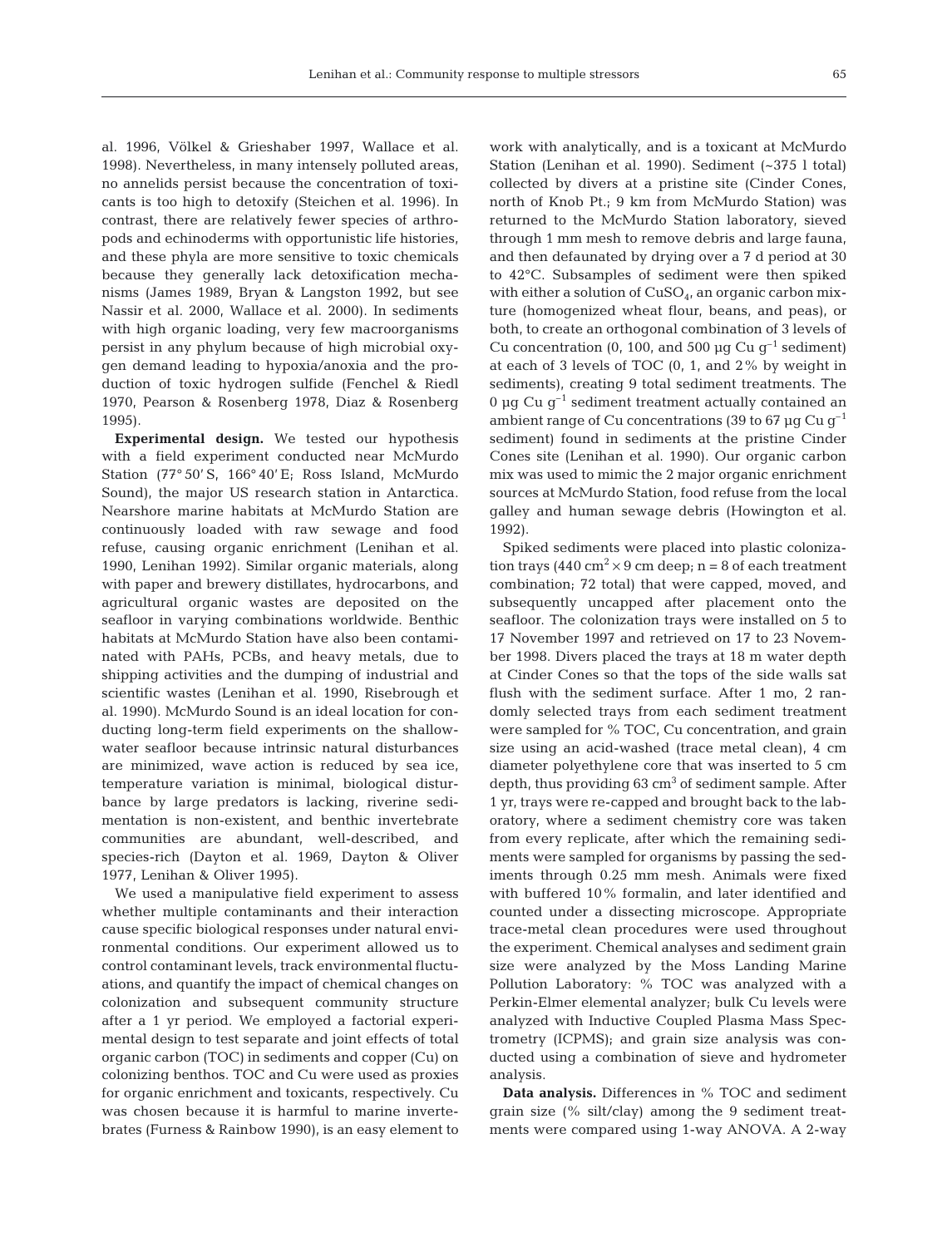al. 1996, Völkel & Grieshaber 1997, Wallace et al. 1998). Nevertheless, in many intensely polluted areas, no annelids persist because the concentration of toxicants is too high to detoxify (Steichen et al. 1996). In contrast, there are relatively fewer species of arthropods and echinoderms with opportunistic life histories, and these phyla are more sensitive to toxic chemicals because they generally lack detoxification mechanisms (James 1989, Bryan & Langston 1992, but see Nassir et al. 2000, Wallace et al. 2000). In sediments with high organic loading, very few macroorganisms persist in any phylum because of high microbial oxygen demand leading to hypoxia/anoxia and the production of toxic hydrogen sulfide (Fenchel & Riedl 1970, Pearson & Rosenberg 1978, Diaz & Rosenberg 1995).

**Experimental design.** We tested our hypothesis with a field experiment conducted near McMurdo Station (77° 50′ S, 166° 40′ E; Ross Island, McMurdo Sound), the major US research station in Antarctica. Nearshore marine habitats at McMurdo Station are continuously loaded with raw sewage and food refuse, causing organic enrichment (Lenihan et al. 1990, Lenihan 1992). Similar organic materials, along with paper and brewery distillates, hydrocarbons, and agricultural organic wastes are deposited on the seafloor in varying combinations worldwide. Benthic habitats at McMurdo Station have also been contaminated with PAHs, PCBs, and heavy metals, due to shipping activities and the dumping of industrial and scientific wastes (Lenihan et al. 1990, Risebrough et al. 1990). McMurdo Sound is an ideal location for conducting long-term field experiments on the shallow-water seafloor because intrinsic natural disturbances are minimized, wave action is reduced by sea ice, temperature variation is minimal, biological disturbance by large predators is lacking, riverine sedimentation is non-existent, and benthic invertebrate communities are abundant, well-described, and species-rich (Dayton et al. 1969, Dayton & Oliver 1977, Lenihan & Oliver 1995).

We used a manipulative field experiment to assess whether multiple contaminants and their interaction cause specific biological responses under natural environmental conditions. Our experiment allowed us to control contaminant levels, track environmental fluctuations, and quantify the impact of chemical changes on colonization and subsequent community structure after a 1 yr period. We employed a factorial experimental design to test separate and joint effects of total organic carbon (TOC) in sediments and copper (Cu) on colonizing benthos. TOC and Cu were used as proxies for organic enrichment and toxicants, respectively. Cu was chosen because it is harmful to marine invertebrates (Furness & Rainbow 1990), is an easy element to work with analytically, and is a toxicant at McMurdo Station (Lenihan et al. 1990). Sediment (~375 l total) collected by divers at a pristine site (Cinder Cones, north of Knob Pt.; 9 km from McMurdo Station) was returned to the McMurdo Station laboratory, sieved through 1 mm mesh to remove debris and large fauna, and then defaunated by drying over a 7 d period at 30 to 42°C. Subsamples of sediment were then spiked with either a solution of $CuSO_4$, an organic carbon mixture (homogenized wheat flour, beans, and peas), or both, to create an orthogonal combination of 3 levels of Cu concentration (0, 100, and 500 µg Cu $g^{-1}$ sediment) at each of 3 levels of TOC (0, 1, and 2% by weight in sediments), creating 9 total sediment treatments. The 0 µg Cu $g^{-1}$ sediment treatment actually contained an ambient range of Cu concentrations (39 to 67 µg Cu $g^{-1}$ sediment) found in sediments at the pristine Cinder Cones site (Lenihan et al. 1990). Our organic carbon mix was used to mimic the 2 major organic enrichment sources at McMurdo Station, food refuse from the local galley and human sewage debris (Howington et al. 1992).

Spiked sediments were placed into plastic colonization trays (440 $cm^2$ × 9 cm deep; n = 8 of each treatment combination; 72 total) that were capped, moved, and subsequently uncapped after placement onto the seafloor. The colonization trays were installed on 5 to 17 November 1997 and retrieved on 17 to 23 November 1998. Divers placed the trays at 18 m water depth at Cinder Cones so that the tops of the side walls sat flush with the sediment surface. After 1 mo, 2 randomly selected trays from each sediment treatment were sampled for % TOC, Cu concentration, and grain size using an acid-washed (trace metal clean), 4 cm diameter polyethylene core that was inserted to 5 cm depth, thus providing 63 $cm^3$ of sediment sample. After 1 yr, trays were re-capped and brought back to the laboratory, where a sediment chemistry core was taken from every replicate, after which the remaining sediments were sampled for organisms by passing the sediments through 0.25 mm mesh. Animals were fixed with buffered 10% formalin, and later identified and counted under a dissecting microscope. Appropriate trace-metal clean procedures were used throughout the experiment. Chemical analyses and sediment grain size were analyzed by the Moss Landing Marine Pollution Laboratory: % TOC was analyzed with a Perkin-Elmer elemental analyzer; bulk Cu levels were analyzed with Inductive Coupled Plasma Mass Spectrometry (ICPMS); and grain size analysis was conducted using a combination of sieve and hydrometer analysis.

**Data analysis.** Differences in % TOC and sediment grain size (% silt/clay) among the 9 sediment treatments were compared using 1-way ANOVA. A 2-way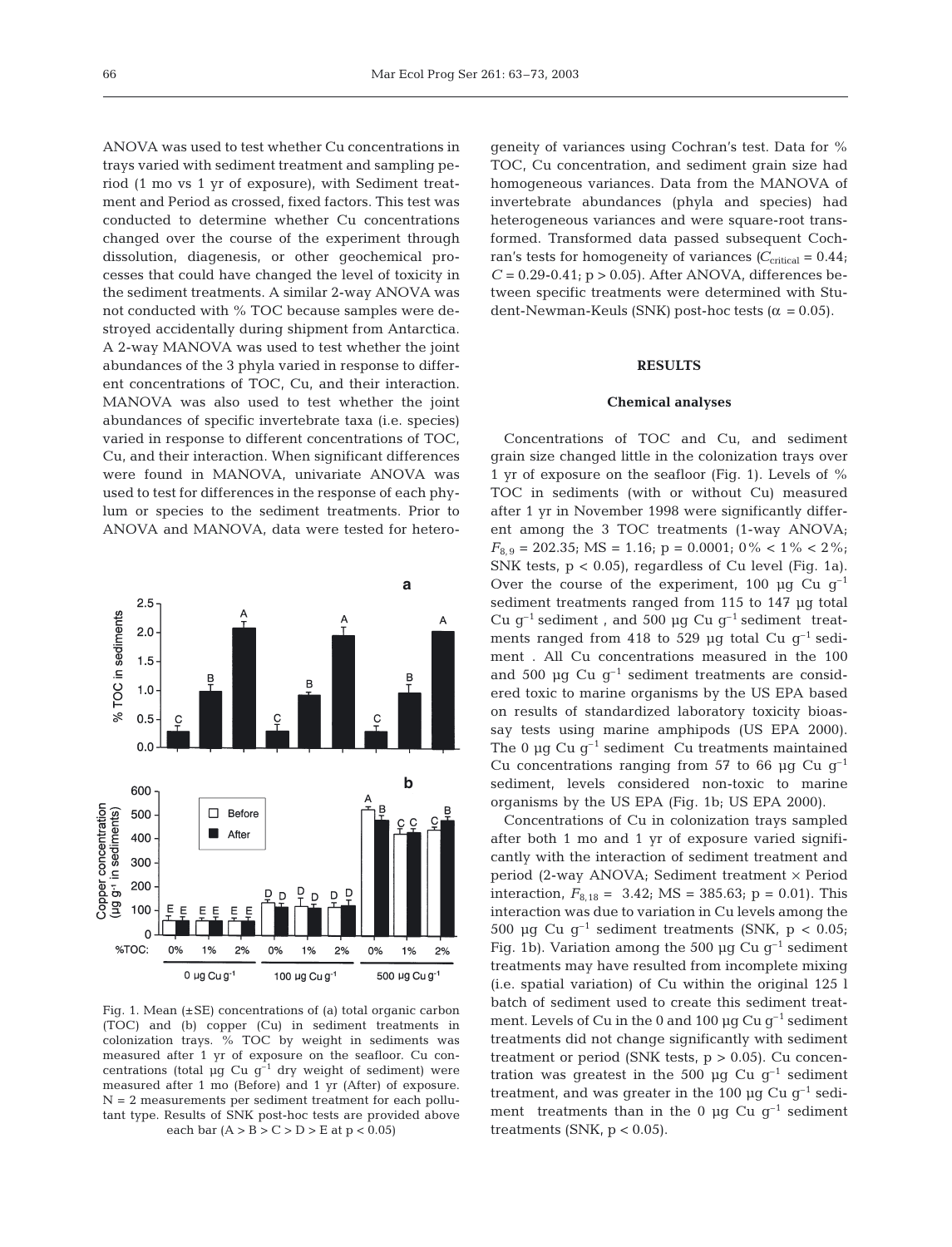ANOVA was used to test whether Cu concentrations in trays varied with sediment treatment and sampling period (1 mo vs 1 yr of exposure), with Sediment treatment and Period as crossed, fixed factors. This test was conducted to determine whether Cu concentrations changed over the course of the experiment through dissolution, diagenesis, or other geochemical processes that could have changed the level of toxicity in the sediment treatments. A similar 2-way ANOVA was not conducted with % TOC because samples were destroyed accidentally during shipment from Antarctica. A 2-way MANOVA was used to test whether the joint abundances of the 3 phyla varied in response to different concentrations of TOC, Cu, and their interaction. MANOVA was also used to test whether the joint abundances of specific invertebrate taxa (i.e. species) varied in response to different concentrations of TOC, Cu, and their interaction. When significant differences were found in MANOVA, univariate ANOVA was used to test for differences in the response of each phylum or species to the sediment treatments. Prior to ANOVA and MANOVA, data were tested for heterogeneity of variances using Cochran's test. Data for % TOC, Cu concentration, and sediment grain size had homogeneous variances. Data from the MANOVA of invertebrate abundances (phyla and species) had heterogeneous variances and were square-root transformed. Transformed data passed subsequent Cochran's tests for homogeneity of variances ($C_{critical} = 0.44$; $C = 0.29$-$0.41$; $p > 0.05$). After ANOVA, differences between specific treatments were determined with Student-Newman-Keuls (SNK) post-hoc tests ($\alpha = 0.05$).

Fig. 1. Mean (±SE) concentrations of (a) total organic carbon (TOC) and (b) copper (Cu) in sediment treatments in colonization trays. % TOC by weight in sediments was measured after 1 yr of exposure on the seafloor. Cu concentrations (total µg Cu $g^{-1}$ dry weight of sediment) were measured after 1 mo (Before) and 1 yr (After) of exposure. N = 2 measurements per sediment treatment for each pollutant type. Results of SNK post-hoc tests are provided above each bar (A > B > C > D > E at $p < 0.05$)

## RESULTS

### Chemical analyses

Concentrations of TOC and Cu, and sediment grain size changed little in the colonization trays over 1 yr of exposure on the seafloor (Fig. 1). Levels of % TOC in sediments (with or without Cu) measured after 1 yr in November 1998 were significantly different among the 3 TOC treatments (1-way ANOVA; $F_{8,9} = 202.35$; MS = 1.16; $p = 0.0001$; 0% < 1% < 2%; SNK tests, $p < 0.05$), regardless of Cu level (Fig. 1a). Over the course of the experiment, 100 µg Cu $g^{-1}$ sediment treatments ranged from 115 to 147 µg total Cu $g^{-1}$ sediment , and 500 µg Cu $g^{-1}$ sediment treatments ranged from 418 to 529 µg total Cu $g^{-1}$ sediment . All Cu concentrations measured in the 100 and 500 µg Cu $g^{-1}$ sediment treatments are considered toxic to marine organisms by the US EPA based on results of standardized laboratory toxicity bioassay tests using marine amphipods (US EPA 2000). The 0 µg Cu $g^{-1}$ sediment Cu treatments maintained Cu concentrations ranging from 57 to 66 µg Cu $g^{-1}$ sediment, levels considered non-toxic to marine organisms by the US EPA (Fig. 1b; US EPA 2000).

Concentrations of Cu in colonization trays sampled after both 1 mo and 1 yr of exposure varied significantly with the interaction of sediment treatment and period (2-way ANOVA; Sediment treatment × Period interaction, $F_{8,18} = 3.42$; MS = 385.63; $p = 0.01$). This interaction was due to variation in Cu levels among the 500 µg Cu $g^{-1}$ sediment treatments (SNK, $p < 0.05$; Fig. 1b). Variation among the 500 µg Cu $g^{-1}$ sediment treatments may have resulted from incomplete mixing (i.e. spatial variation) of Cu within the original 125 l batch of sediment used to create this sediment treatment. Levels of Cu in the 0 and 100 µg Cu $g^{-1}$ sediment treatments did not change significantly with sediment treatment or period (SNK tests, $p > 0.05$). Cu concentration was greatest in the 500 µg Cu $g^{-1}$ sediment treatment, and was greater in the 100 µg Cu $g^{-1}$ sediment treatments than in the 0 µg Cu $g^{-1}$ sediment treatments (SNK, $p < 0.05$).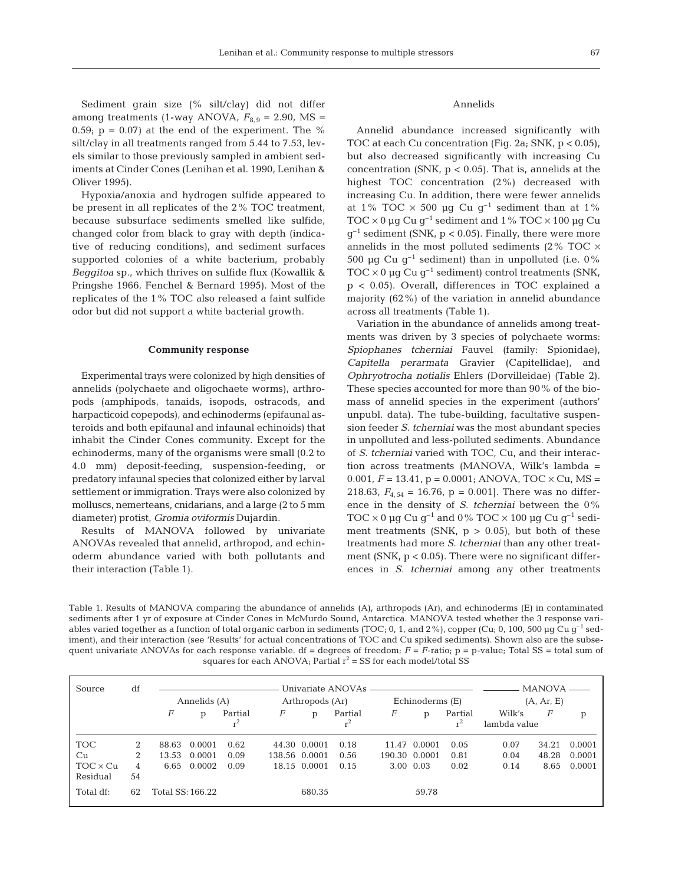Sediment grain size (% silt/clay) did not differ among treatments (1-way ANOVA, $F_{8,9} = 2.90$, MS = 0.59; $p = 0.07$) at the end of the experiment. The % silt/clay in all treatments ranged from 5.44 to 7.53, levels similar to those previously sampled in ambient sediments at Cinder Cones (Lenihan et al. 1990, Lenihan & Oliver 1995).

Hypoxia/anoxia and hydrogen sulfide appeared to be present in all replicates of the 2% TOC treatment, because subsurface sediments smelled like sulfide, changed color from black to gray with depth (indicative of reducing conditions), and sediment surfaces supported colonies of a white bacterium, probably *Beggitoa* sp., which thrives on sulfide flux (Kowallik & Pringshe 1966, Fenchel & Bernard 1995). Most of the replicates of the 1% TOC also released a faint sulfide odor but did not support a white bacterial growth.

### Community response

Experimental trays were colonized by high densities of annelids (polychaete and oligochaete worms), arthropods (amphipods, tanaids, isopods, ostracods, and harpacticoid copepods), and echinoderms (epifaunal asteroids and both epifaunal and infaunal echinoids) that inhabit the Cinder Cones community. Except for the echinoderms, many of the organisms were small (0.2 to 4.0 mm) deposit-feeding, suspension-feeding, or predatory infaunal species that colonized either by larval settlement or immigration. Trays were also colonized by molluscs, nemerteans, cnidarians, and a large (2 to 5 mm diameter) protist, *Gromia oviformis* Dujardin.

Results of MANOVA followed by univariate ANOVAs revealed that annelid, arthropod, and echinoderm abundance varied with both pollutants and their interaction (Table 1).

#### Annelids

Annelid abundance increased significantly with TOC at each Cu concentration (Fig. 2a; SNK, $p < 0.05$), but also decreased significantly with increasing Cu concentration (SNK, $p < 0.05$). That is, annelids at the highest TOC concentration (2%) decreased with increasing Cu. In addition, there were fewer annelids at 1% TOC × 500 µg Cu $g^{-1}$ sediment than at 1% TOC × 0 µg Cu $g^{-1}$ sediment and 1% TOC × 100 µg Cu $g^{-1}$ sediment (SNK, $p < 0.05$). Finally, there were more annelids in the most polluted sediments (2% TOC × 500 µg Cu $g^{-1}$ sediment) than in unpolluted (i.e. 0% TOC × 0 µg Cu $g^{-1}$ sediment) control treatments (SNK, $p < 0.05$). Overall, differences in TOC explained a majority (62%) of the variation in annelid abundance across all treatments (Table 1).

Variation in the abundance of annelids among treatments was driven by 3 species of polychaete worms: *Spiophanes tcherniai* Fauvel (family: Spionidae), *Capitella perarmata* Gravier (Capitellidae), and *Ophryotrocha notialis* Ehlers (Dorvilleidae) (Table 2). These species accounted for more than 90% of the biomass of annelid species in the experiment (authors' unpubl. data). The tube-building, facultative suspension feeder *S. tcherniai* was the most abundant species in unpolluted and less-polluted sediments. Abundance of *S. tcherniai* varied with TOC, Cu, and their interaction across treatments (MANOVA, Wilk's lambda = 0.001, $F = 13.41$, $p = 0.0001$; ANOVA, TOC × Cu, MS = 218.63, $F_{4,54} = 16.76$, $p = 0.001$]. There was no difference in the density of *S. tcherniai* between the 0% TOC × 0 µg Cu $g^{-1}$ and 0% TOC × 100 µg Cu $g^{-1}$ sediment treatments (SNK, $p > 0.05$), but both of these treatments had more *S. tcherniai* than any other treatment (SNK, $p < 0.05$). There were no significant differences in *S. tcherniai* among any other treatments

Table 1. Results of MANOVA comparing the abundance of annelids (A), arthropods (Ar), and echinoderms (E) in contaminated sediments after 1 yr of exposure at Cinder Cones in McMurdo Sound, Antarctica. MANOVA tested whether the 3 response variables varied together as a function of total organic carbon in sediments (TOC; 0, 1, and 2%), copper (Cu; 0, 100, 500 µg Cu $g^{-1}$ sediment), and their interaction (see 'Results' for actual concentrations of TOC and Cu spiked sediments). Shown also are the subsequent univariate ANOVAs for each response variable. df = degrees of freedom; $F$ = $F$-ratio; p = p-value; Total SS = total sum of squares for each ANOVA; Partial $r^2$ = SS for each model/total SS

| Source | df | Univariate ANOVAs | | | | | | | | | MANOVA | | |
|---|---|---|---|---|---|---|---|---|---|---|---|---|---|
| | | Annelids (A) | | | Arthropods (Ar) | | | Echinoderms (E) | | | (A, Ar, E) | | |
| | | $F$ | p | Partial $r^2$ | $F$ | p | Partial $r^2$ | $F$ | p | Partial $r^2$ | Wilk's lambda value | $F$ | p |
| TOC | 2 | 88.63 | 0.0001 | 0.62 | 44.30 | 0.0001 | 0.18 | 11.47 | 0.0001 | 0.05 | 0.07 | 34.21 | 0.0001 |
| Cu | 2 | 13.53 | 0.0001 | 0.09 | 138.56 | 0.0001 | 0.56 | 190.30 | 0.0001 | 0.81 | 0.04 | 48.28 | 0.0001 |
| TOC × Cu | 4 | 6.65 | 0.0002 | 0.09 | 18.15 | 0.0001 | 0.15 | 3.00 | 0.03 | 0.02 | 0.14 | 8.65 | 0.0001 |
| Residual | 54 | | | | | | | | | | | | |
| Total df: | 62 | Total SS: 166.22 | | | | 680.35 | | | 59.78 | | | | |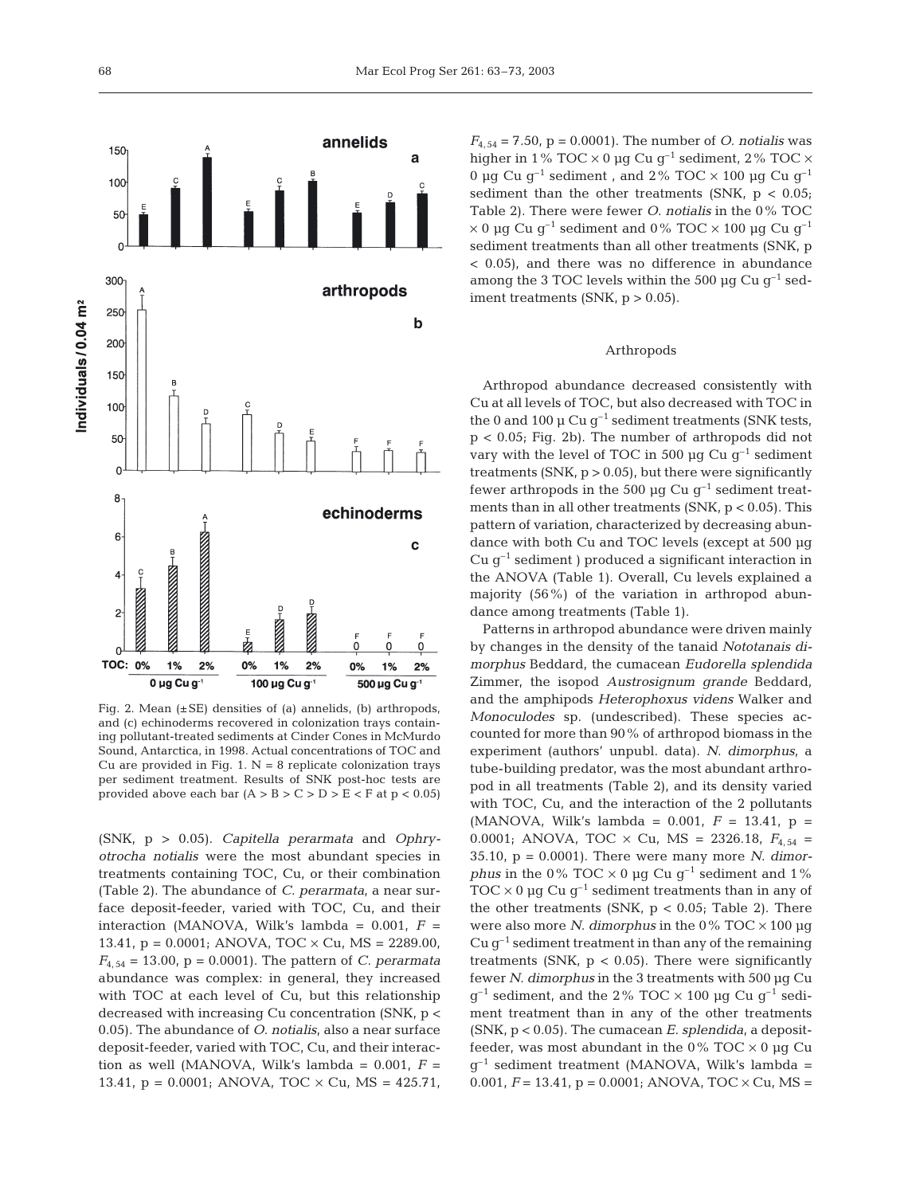Fig. 2. Mean (±SE) densities of (a) annelids, (b) arthropods, and (c) echinoderms recovered in colonization trays containing pollutant-treated sediments at Cinder Cones in McMurdo Sound, Antarctica, in 1998. Actual concentrations of TOC and Cu are provided in Fig. 1. N = 8 replicate colonization trays per sediment treatment. Results of SNK post-hoc tests are provided above each bar (A > B > C > D > E < F at p < 0.05)

(SNK, p > 0.05). *Capitella perarmata* and *Ophryotrocha notialis* were the most abundant species in treatments containing TOC, Cu, or their combination (Table 2). The abundance of *C. perarmata*, a near surface deposit-feeder, varied with TOC, Cu, and their interaction (MANOVA, Wilk's lambda = 0.001, *F* = 13.41, p = 0.0001; ANOVA, TOC × Cu, MS = 2289.00, $F_{4,54}$ = 13.00, p = 0.0001). The pattern of *C. perarmata* abundance was complex: in general, they increased with TOC at each level of Cu, but this relationship decreased with increasing Cu concentration (SNK, p < 0.05). The abundance of *O. notialis*, also a near surface deposit-feeder, varied with TOC, Cu, and their interaction as well (MANOVA, Wilk's lambda = 0.001, *F* = 13.41, p = 0.0001; ANOVA, TOC × Cu, MS = 425.71, $F_{4,54}$ = 7.50, p = 0.0001). The number of *O. notialis* was higher in 1% TOC × 0 µg Cu $g^{-1}$ sediment, 2% TOC × 0 µg Cu $g^{-1}$ sediment , and 2% TOC × 100 µg Cu $g^{-1}$ sediment than the other treatments (SNK, p < 0.05; Table 2). There were fewer *O. notialis* in the 0% TOC × 0 µg Cu $g^{-1}$ sediment and 0% TOC × 100 µg Cu $g^{-1}$ sediment treatments than all other treatments (SNK, p < 0.05), and there was no difference in abundance among the 3 TOC levels within the 500 µg Cu $g^{-1}$ sediment treatments (SNK, p > 0.05).

### Arthropods

Arthropod abundance decreased consistently with Cu at all levels of TOC, but also decreased with TOC in the 0 and 100 µ Cu $g^{-1}$ sediment treatments (SNK tests, p < 0.05; Fig. 2b). The number of arthropods did not vary with the level of TOC in 500 µg Cu $g^{-1}$ sediment treatments (SNK, p > 0.05), but there were significantly fewer arthropods in the 500 µg Cu $g^{-1}$ sediment treatments than in all other treatments (SNK, p < 0.05). This pattern of variation, characterized by decreasing abundance with both Cu and TOC levels (except at 500 µg Cu $g^{-1}$ sediment ) produced a significant interaction in the ANOVA (Table 1). Overall, Cu levels explained a majority (56%) of the variation in arthropod abundance among treatments (Table 1).

Patterns in arthropod abundance were driven mainly by changes in the density of the tanaid *Nototanais dimorphus* Beddard, the cumacean *Eudorella splendida* Zimmer, the isopod *Austrosignum grande* Beddard, and the amphipods *Heterophoxus videns* Walker and *Monoculodes* sp. (undescribed). These species accounted for more than 90% of arthropod biomass in the experiment (authors' unpubl. data). *N. dimorphus*, a tube-building predator, was the most abundant arthropod in all treatments (Table 2), and its density varied with TOC, Cu, and the interaction of the 2 pollutants (MANOVA, Wilk's lambda = 0.001, *F* = 13.41, p = 0.0001; ANOVA, TOC × Cu, MS = 2326.18, $F_{4,54}$ = 35.10, p = 0.0001). There were many more *N. dimorphus* in the 0% TOC × 0 µg Cu $g^{-1}$ sediment and 1% TOC × 0 µg Cu $g^{-1}$ sediment treatments than in any of the other treatments (SNK, p < 0.05; Table 2). There were also more *N. dimorphus* in the 0% TOC × 100 µg Cu $g^{-1}$ sediment treatment in than any of the remaining treatments (SNK, p < 0.05). There were significantly fewer *N. dimorphus* in the 3 treatments with 500 µg Cu $g^{-1}$ sediment, and the 2% TOC × 100 µg Cu $g^{-1}$ sediment treatment than in any of the other treatments (SNK, p < 0.05). The cumacean *E. splendida*, a deposit-feeder, was most abundant in the 0% TOC × 0 µg Cu $g^{-1}$ sediment treatment (MANOVA, Wilk's lambda = 0.001, *F* = 13.41, p = 0.0001; ANOVA, TOC × Cu, MS =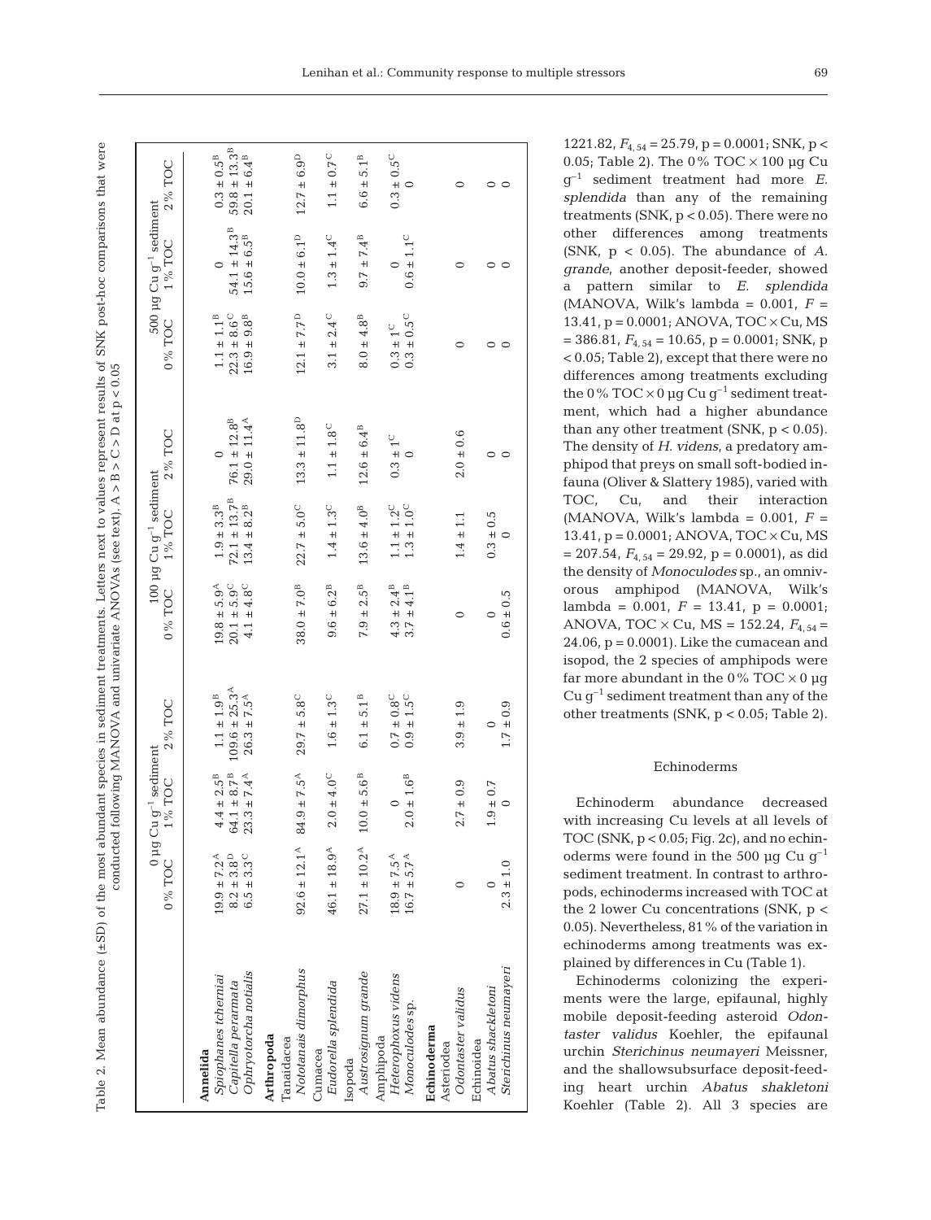Table 2. Mean abundance (±SD) of the most abundant species in sediment treatments. Letters next to values represent results of SNK post-hoc comparisons that were conducted following MANOVA and univariate ANOVAs (see text). A > B > C > D at p < 0.05

| | 0 µg Cu $g^{-1}$ sediment | | | 100 µg Cu $g^{-1}$ sediment | | | 500 µg Cu $g^{-1}$ sediment | | |
|---|---|---|---|---|---|---|---|---|---|
| | 0% TOC | 1% TOC | 2% TOC | 0% TOC | 1% TOC | 2% TOC | 0% TOC | 1% TOC | 2% TOC |
| **Annelida** | | | | | | | | | |
| *Spiophanes tcherniai* | 19.9 ± 7.2[A] | 4.4 ± 2.5[B] | 1.1 ± 1.9[B] | 19.8 ± 5.9[A] | 1.9 ± 3.3[B] | 0 | 1.1 ± 1.1[B] | 0 | 0.3 ± 0.5[B] |
| *Capitella perarmata* | 8.2 ± 3.8[D] | 64.1 ± 8.7[B] | 109.6 ± 25.3[A] | 20.1 ± 5.9[C] | 72.1 ± 13.7[B] | 76.1 ± 12.8[B] | 22.3 ± 8.6[C] | 54.1 ± 14.3[B] | 59.8 ± 13.3[B] |
| *Ophryotorcha notialis* | 6.5 ± 3.3[C] | 23.3 ± 7.4[A] | 26.3 ± 7.5[A] | 4.1 ± 4.8[C] | 13.4 ± 8.2[B] | 29.0 ± 11.4[A] | 16.9 ± 9.8[B] | 15.6 ± 6.5[B] | 20.1 ± 6.4[B] |
| **Arthropoda** | | | | | | | | | |
| Tanaidacea | | | | | | | | | |
| *Nototanais dimorphus* | 92.6 ± 12.1[A] | 84.9 ± 7.5[A] | 29.7 ± 5.8[C] | 38.0 ± 7.0[B] | 22.7 ± 5.0[C] | 13.3 ± 11.8[D] | 12.1 ± 7.7[D] | 10.0 ± 6.1[D] | 12.7 ± 6.9[D] |
| Cumacea | | | | | | | | | |
| *Eudorella splendida* | 46.1 ± 18.9[A] | 2.0 ± 4.0[C] | 1.6 ± 1.3[C] | 9.6 ± 6.2[B] | 1.4 ± 1.3[C] | 1.1 ± 1.8[C] | 3.1 ± 2.4[C] | 1.3 ± 1.4[C] | 1.1 ± 0.7[C] |
| Isopoda | | | | | | | | | |
| *Austrosignum grande* | 27.1 ± 10.2[A] | 10.0 ± 5.6[B] | 6.1 ± 5.1[B] | 7.9 ± 2.5[B] | 13.6 ± 4.0[B] | 12.6 ± 6.4[B] | 8.0 ± 4.8[B] | 9.7 ± 7.4[B] | 6.6 ± 5.1[B] |
| Amphipoda | | | | | | | | | |
| *Heterophoxus videns* | 18.9 ± 7.5[A] | 0 | 0.7 ± 0.8[C] | 4.3 ± 2.4[B] | 1.1 ± 1.2[C] | 0.3 ± 1[C] | 0.3 ± 1[C] | 0 | 0.3 ± 0.5[C] |
| *Monoculodes* sp. | 16.7 ± 5.7[A] | 2.0 ± 1.6[B] | 0.9 ± 1.5[C] | 3.7 ± 4.1[B] | 1.3 ± 1.0[C] | 0 | 0.3 ± 0.5[C] | 0.6 ± 1.1[C] | 0 |
| **Echinoderma** | | | | | | | | | |
| Asteriodea | | | | | | | | | |
| *Odontaster validus* | 0 | 2.7 ± 0.9 | 3.9 ± 1.9 | 0 | 1.4 ± 1.1 | 2.0 ± 0.6 | 0 | 0 | 0 |
| Echinoidea | | | | | | | | | |
| *Abatus shackletoni* | 0 | 1.9 ± 0.7 | 0 | 0 | 0.3 ± 0.5 | 0 | 0 | 0 | 0 |
| *Sterichinus neumayeri* | 2.3 ± 1.0 | 0 | 1.7 ± 0.9 | 0.6 ± 0.5 | 0 | 0 | 0 | 0 | 0 |

1221.82, $F_{4,54} = 25.79$, $p = 0.0001$; SNK, $p < 0.05$; Table 2). The 0% TOC × 100 µg Cu $g^{-1}$ sediment treatment had more *E. splendida* than any of the remaining treatments (SNK, $p < 0.05$). There were no other differences among treatments (SNK, $p < 0.05$). The abundance of *A. grande*, another deposit-feeder, showed a pattern similar to *E. splendida* (MANOVA, Wilk's lambda = 0.001, $F$ = 13.41, $p = 0.0001$; ANOVA, TOC × Cu, MS = 386.81, $F_{4,54} = 10.65$, $p = 0.0001$; SNK, $p < 0.05$; Table 2), except that there were no differences among treatments excluding the 0% TOC × 0 µg Cu $g^{-1}$ sediment treatment, which had a higher abundance than any other treatment (SNK, $p < 0.05$). The density of *H. videns*, a predatory amphipod that preys on small soft-bodied infauna (Oliver & Slattery 1985), varied with TOC, Cu, and their interaction (MANOVA, Wilk's lambda = 0.001, $F$ = 13.41, $p = 0.0001$; ANOVA, TOC × Cu, MS = 207.54, $F_{4,54} = 29.92$, $p = 0.0001$), as did the density of *Monoculodes* sp., an omnivorous amphipod (MANOVA, Wilk's lambda = 0.001, $F$ = 13.41, $p = 0.0001$; ANOVA, TOC × Cu, MS = 152.24, $F_{4,54}$ = 24.06, $p = 0.0001$). Like the cumacean and isopod, the 2 species of amphipods were far more abundant in the 0% TOC × 0 µg Cu $g^{-1}$ sediment treatment than any of the other treatments (SNK, $p < 0.05$; Table 2).

## Echinoderms

Echinoderm abundance decreased with increasing Cu levels at all levels of TOC (SNK, $p < 0.05$; Fig. 2c), and no echinoderms were found in the 500 µg Cu $g^{-1}$ sediment treatment. In contrast to arthropods, echinoderms increased with TOC at the 2 lower Cu concentrations (SNK, $p < 0.05$). Nevertheless, 81% of the variation in echinoderms among treatments was explained by differences in Cu (Table 1).

Echinoderms colonizing the experiments were the large, epifaunal, highly mobile deposit-feeding asteroid *Odontaster validus* Koehler, the epifaunal urchin *Sterichinus neumayeri* Meissner, and the shallowsubsurface deposit-feeding heart urchin *Abatus shakletoni* Koehler (Table 2). All 3 species are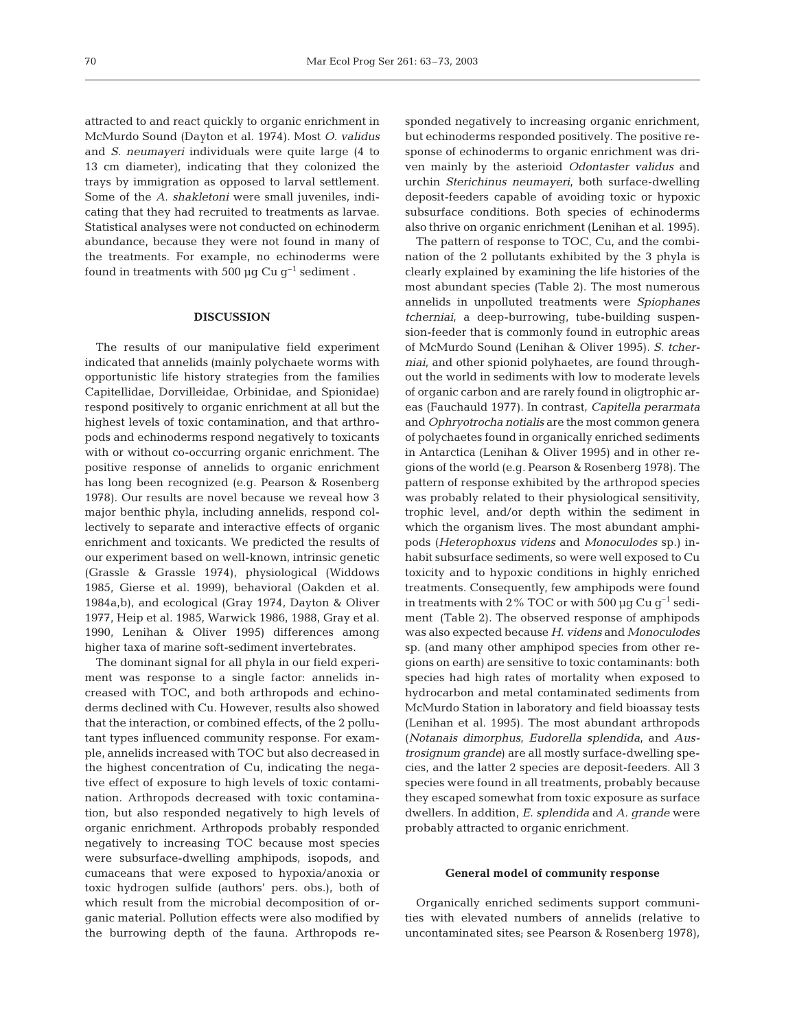attracted to and react quickly to organic enrichment in McMurdo Sound (Dayton et al. 1974). Most *O. validus* and *S. neumayeri* individuals were quite large (4 to 13 cm diameter), indicating that they colonized the trays by immigration as opposed to larval settlement. Some of the *A. shakletoni* were small juveniles, indicating that they had recruited to treatments as larvae. Statistical analyses were not conducted on echinoderm abundance, because they were not found in many of the treatments. For example, no echinoderms were found in treatments with 500 µg Cu $g^{-1}$ sediment .

## DISCUSSION

The results of our manipulative field experiment indicated that annelids (mainly polychaete worms with opportunistic life history strategies from the families Capitellidae, Dorvilleidae, Orbinidae, and Spionidae) respond positively to organic enrichment at all but the highest levels of toxic contamination, and that arthropods and echinoderms respond negatively to toxicants with or without co-occurring organic enrichment. The positive response of annelids to organic enrichment has long been recognized (e.g. Pearson & Rosenberg 1978). Our results are novel because we reveal how 3 major benthic phyla, including annelids, respond collectively to separate and interactive effects of organic enrichment and toxicants. We predicted the results of our experiment based on well-known, intrinsic genetic (Grassle & Grassle 1974), physiological (Widdows 1985, Gierse et al. 1999), behavioral (Oakden et al. 1984a,b), and ecological (Gray 1974, Dayton & Oliver 1977, Heip et al. 1985, Warwick 1986, 1988, Gray et al. 1990, Lenihan & Oliver 1995) differences among higher taxa of marine soft-sediment invertebrates.

The dominant signal for all phyla in our field experiment was response to a single factor: annelids increased with TOC, and both arthropods and echinoderms declined with Cu. However, results also showed that the interaction, or combined effects, of the 2 pollutant types influenced community response. For example, annelids increased with TOC but also decreased in the highest concentration of Cu, indicating the negative effect of exposure to high levels of toxic contamination. Arthropods decreased with toxic contamination, but also responded negatively to high levels of organic enrichment. Arthropods probably responded negatively to increasing TOC because most species were subsurface-dwelling amphipods, isopods, and cumaceans that were exposed to hypoxia/anoxia or toxic hydrogen sulfide (authors' pers. obs.), both of which result from the microbial decomposition of organic material. Pollution effects were also modified by the burrowing depth of the fauna. Arthropods responded negatively to increasing organic enrichment, but echinoderms responded positively. The positive response of echinoderms to organic enrichment was driven mainly by the asterioid *Odontaster validus* and urchin *Sterichinus neumayeri*, both surface-dwelling deposit-feeders capable of avoiding toxic or hypoxic subsurface conditions. Both species of echinoderms also thrive on organic enrichment (Lenihan et al. 1995).

The pattern of response to TOC, Cu, and the combination of the 2 pollutants exhibited by the 3 phyla is clearly explained by examining the life histories of the most abundant species (Table 2). The most numerous annelids in unpolluted treatments were *Spiophanes tcherniai*, a deep-burrowing, tube-building suspension-feeder that is commonly found in eutrophic areas of McMurdo Sound (Lenihan & Oliver 1995). *S. tcherniai*, and other spionid polyhaetes, are found throughout the world in sediments with low to moderate levels of organic carbon and are rarely found in oligtrophic areas (Fauchauld 1977). In contrast, *Capitella perarmata* and *Ophryotrocha notialis* are the most common genera of polychaetes found in organically enriched sediments in Antarctica (Lenihan & Oliver 1995) and in other regions of the world (e.g. Pearson & Rosenberg 1978). The pattern of response exhibited by the arthropod species was probably related to their physiological sensitivity, trophic level, and/or depth within the sediment in which the organism lives. The most abundant amphipods (*Heterophoxus videns* and *Monoculodes* sp.) inhabit subsurface sediments, so were well exposed to Cu toxicity and to hypoxic conditions in highly enriched treatments. Consequently, few amphipods were found in treatments with 2% TOC or with 500 µg Cu $g^{-1}$ sediment (Table 2). The observed response of amphipods was also expected because *H. videns* and *Monoculodes* sp. (and many other amphipod species from other regions on earth) are sensitive to toxic contaminants: both species had high rates of mortality when exposed to hydrocarbon and metal contaminated sediments from McMurdo Station in laboratory and field bioassay tests (Lenihan et al. 1995). The most abundant arthropods (*Notanais dimorphus*, *Eudorella splendida*, and *Austrosignum grande*) are all mostly surface-dwelling species, and the latter 2 species are deposit-feeders. All 3 species were found in all treatments, probably because they escaped somewhat from toxic exposure as surface dwellers. In addition, *E. splendida* and *A. grande* were probably attracted to organic enrichment.

### General model of community response

Organically enriched sediments support communities with elevated numbers of annelids (relative to uncontaminated sites; see Pearson & Rosenberg 1978),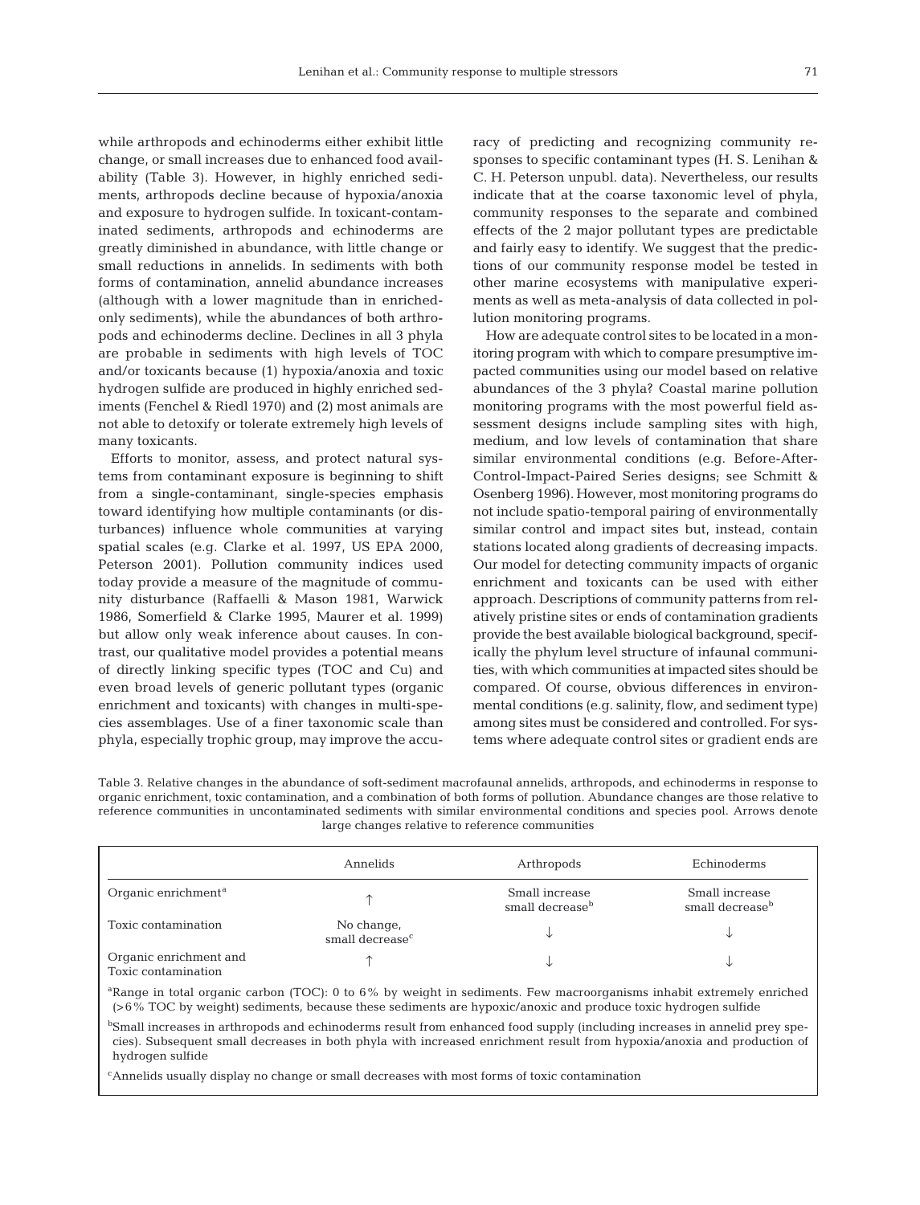while arthropods and echinoderms either exhibit little change, or small increases due to enhanced food availability (Table 3). However, in highly enriched sediments, arthropods decline because of hypoxia/anoxia and exposure to hydrogen sulfide. In toxicant-contaminated sediments, arthropods and echinoderms are greatly diminished in abundance, with little change or small reductions in annelids. In sediments with both forms of contamination, annelid abundance increases (although with a lower magnitude than in enriched-only sediments), while the abundances of both arthropods and echinoderms decline. Declines in all 3 phyla are probable in sediments with high levels of TOC and/or toxicants because (1) hypoxia/anoxia and toxic hydrogen sulfide are produced in highly enriched sediments (Fenchel & Riedl 1970) and (2) most animals are not able to detoxify or tolerate extremely high levels of many toxicants.

Efforts to monitor, assess, and protect natural systems from contaminant exposure is beginning to shift from a single-contaminant, single-species emphasis toward identifying how multiple contaminants (or disturbances) influence whole communities at varying spatial scales (e.g. Clarke et al. 1997, US EPA 2000, Peterson 2001). Pollution community indices used today provide a measure of the magnitude of community disturbance (Raffaelli & Mason 1981, Warwick 1986, Somerfield & Clarke 1995, Maurer et al. 1999) but allow only weak inference about causes. In contrast, our qualitative model provides a potential means of directly linking specific types (TOC and Cu) and even broad levels of generic pollutant types (organic enrichment and toxicants) with changes in multi-species assemblages. Use of a finer taxonomic scale than phyla, especially trophic group, may improve the accuracy of predicting and recognizing community responses to specific contaminant types (H. S. Lenihan & C. H. Peterson unpubl. data). Nevertheless, our results indicate that at the coarse taxonomic level of phyla, community responses to the separate and combined effects of the 2 major pollutant types are predictable and fairly easy to identify. We suggest that the predictions of our community response model be tested in other marine ecosystems with manipulative experiments as well as meta-analysis of data collected in pollution monitoring programs.

How are adequate control sites to be located in a monitoring program with which to compare presumptive impacted communities using our model based on relative abundances of the 3 phyla? Coastal marine pollution monitoring programs with the most powerful field assessment designs include sampling sites with high, medium, and low levels of contamination that share similar environmental conditions (e.g. Before-After-Control-Impact-Paired Series designs; see Schmitt & Osenberg 1996). However, most monitoring programs do not include spatio-temporal pairing of environmentally similar control and impact sites but, instead, contain stations located along gradients of decreasing impacts. Our model for detecting community impacts of organic enrichment and toxicants can be used with either approach. Descriptions of community patterns from relatively pristine sites or ends of contamination gradients provide the best available biological background, specifically the phylum level structure of infaunal communities, with which communities at impacted sites should be compared. Of course, obvious differences in environmental conditions (e.g. salinity, flow, and sediment type) among sites must be considered and controlled. For systems where adequate control sites or gradient ends are

Table 3. Relative changes in the abundance of soft-sediment macrofaunal annelids, arthropods, and echinoderms in response to organic enrichment, toxic contamination, and a combination of both forms of pollution. Abundance changes are those relative to reference communities in uncontaminated sediments with similar environmental conditions and species pool. Arrows denote large changes relative to reference communities

| | Annelids | Arthropods | Echinoderms |
|---|---|---|---|
| Organic enrichment[a] | ↑ | Small increase small decrease[b] | Small increase small decrease[b] |
| Toxic contamination | No change, small decrease[c] | ↓ | ↓ |
| Organic enrichment and Toxic contamination | ↑ | ↓ | ↓ |

[a]Range in total organic carbon (TOC): 0 to 6% by weight in sediments. Few macroorganisms inhabit extremely enriched (>6% TOC by weight) sediments, because these sediments are hypoxic/anoxic and produce toxic hydrogen sulfide

[b]Small increases in arthropods and echinoderms result from enhanced food supply (including increases in annelid prey species). Subsequent small decreases in both phyla with increased enrichment result from hypoxia/anoxia and production of hydrogen sulfide

[c]Annelids usually display no change or small decreases with most forms of toxic contamination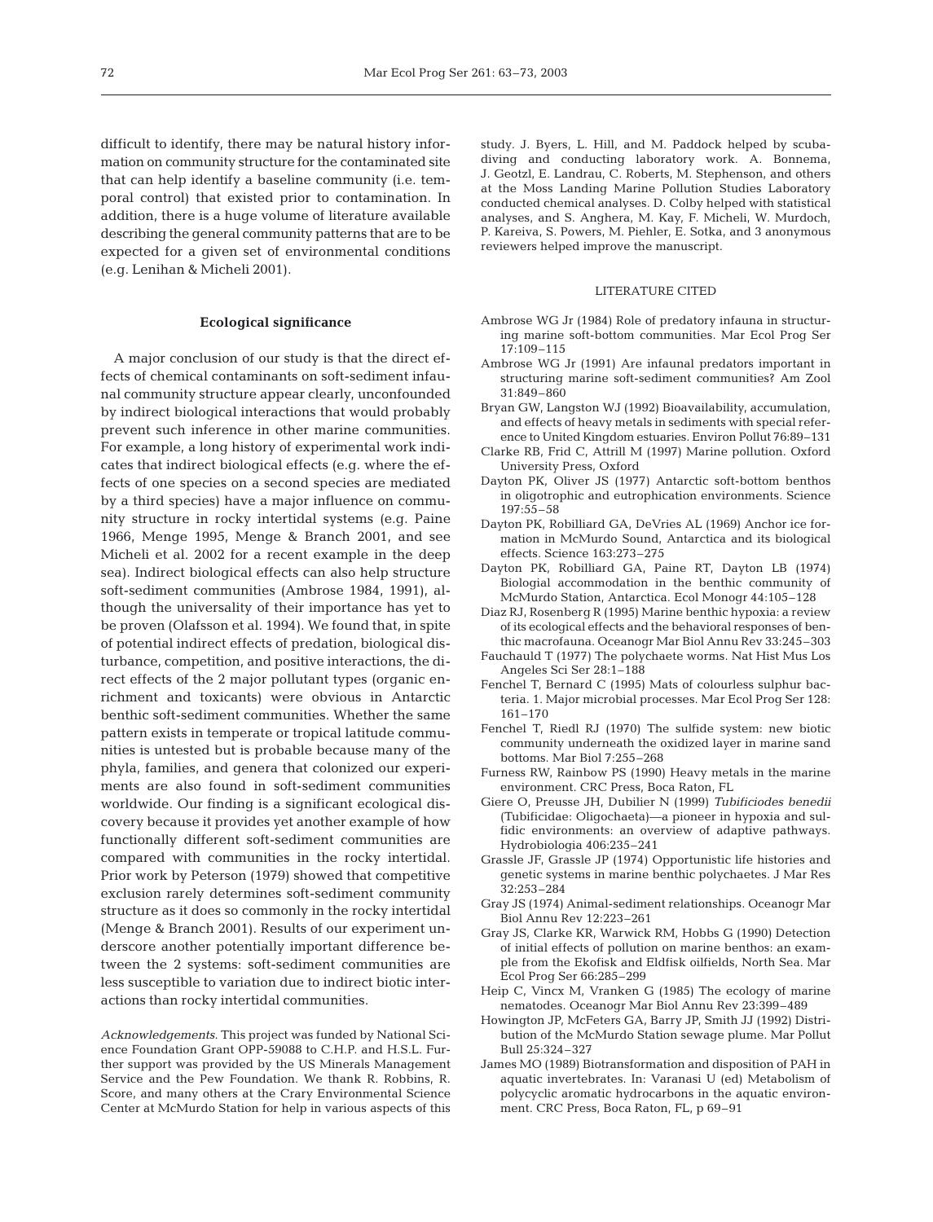difficult to identify, there may be natural history information on community structure for the contaminated site that can help identify a baseline community (i.e. temporal control) that existed prior to contamination. In addition, there is a huge volume of literature available describing the general community patterns that are to be expected for a given set of environmental conditions (e.g. Lenihan & Micheli 2001).

### Ecological significance

A major conclusion of our study is that the direct effects of chemical contaminants on soft-sediment infaunal community structure appear clearly, unconfounded by indirect biological interactions that would probably prevent such inference in other marine communities. For example, a long history of experimental work indicates that indirect biological effects (e.g. where the effects of one species on a second species are mediated by a third species) have a major influence on community structure in rocky intertidal systems (e.g. Paine 1966, Menge 1995, Menge & Branch 2001, and see Micheli et al. 2002 for a recent example in the deep sea). Indirect biological effects can also help structure soft-sediment communities (Ambrose 1984, 1991), although the universality of their importance has yet to be proven (Olafsson et al. 1994). We found that, in spite of potential indirect effects of predation, biological disturbance, competition, and positive interactions, the direct effects of the 2 major pollutant types (organic enrichment and toxicants) were obvious in Antarctic benthic soft-sediment communities. Whether the same pattern exists in temperate or tropical latitude communities is untested but is probable because many of the phyla, families, and genera that colonized our experiments are also found in soft-sediment communities worldwide. Our finding is a significant ecological discovery because it provides yet another example of how functionally different soft-sediment communities are compared with communities in the rocky intertidal. Prior work by Peterson (1979) showed that competitive exclusion rarely determines soft-sediment community structure as it does so commonly in the rocky intertidal (Menge & Branch 2001). Results of our experiment underscore another potentially important difference between the 2 systems: soft-sediment communities are less susceptible to variation due to indirect biotic interactions than rocky intertidal communities.

*Acknowledgements.* This project was funded by National Science Foundation Grant OPP-59088 to C.H.P. and H.S.L. Further support was provided by the US Minerals Management Service and the Pew Foundation. We thank R. Robbins, R. Score, and many others at the Crary Environmental Science Center at McMurdo Station for help in various aspects of this study. J. Byers, L. Hill, and M. Paddock helped by scubadiving and conducting laboratory work. A. Bonnema, J. Geotzl, E. Landrau, C. Roberts, M. Stephenson, and others at the Moss Landing Marine Pollution Studies Laboratory conducted chemical analyses. D. Colby helped with statistical analyses, and S. Anghera, M. Kay, F. Micheli, W. Murdoch, P. Kareiva, S. Powers, M. Piehler, E. Sotka, and 3 anonymous reviewers helped improve the manuscript.

### LITERATURE CITED

Ambrose WG Jr (1984) Role of predatory infauna in structuring marine soft-bottom communities. Mar Ecol Prog Ser 17:109–115

Ambrose WG Jr (1991) Are infaunal predators important in structuring marine soft-sediment communities? Am Zool 31:849–860

Bryan GW, Langston WJ (1992) Bioavailability, accumulation, and effects of heavy metals in sediments with special reference to United Kingdom estuaries. Environ Pollut 76:89–131

Clarke RB, Frid C, Attrill M (1997) Marine pollution. Oxford University Press, Oxford

Dayton PK, Oliver JS (1977) Antarctic soft-bottom benthos in oligotrophic and eutrophication environments. Science 197:55–58

Dayton PK, Robilliard GA, DeVries AL (1969) Anchor ice formation in McMurdo Sound, Antarctica and its biological effects. Science 163:273–275

Dayton PK, Robilliard GA, Paine RT, Dayton LB (1974) Biologial accommodation in the benthic community of McMurdo Station, Antarctica. Ecol Monogr 44:105–128

Diaz RJ, Rosenberg R (1995) Marine benthic hypoxia: a review of its ecological effects and the behavioral responses of benthic macrofauna. Oceanogr Mar Biol Annu Rev 33:245–303

Fauchauld T (1977) The polychaete worms. Nat Hist Mus Los Angeles Sci Ser 28:1–188

Fenchel T, Bernard C (1995) Mats of colourless sulphur bacteria. 1. Major microbial processes. Mar Ecol Prog Ser 128: 161–170

Fenchel T, Riedl RJ (1970) The sulfide system: new biotic community underneath the oxidized layer in marine sand bottoms. Mar Biol 7:255–268

Furness RW, Rainbow PS (1990) Heavy metals in the marine environment. CRC Press, Boca Raton, FL

Giere O, Preusse JH, Dubilier N (1999) *Tubificiodes benedii* (Tubificidae: Oligochaeta)—a pioneer in hypoxia and sulfidic environments: an overview of adaptive pathways. Hydrobiologia 406:235–241

Grassle JF, Grassle JP (1974) Opportunistic life histories and genetic systems in marine benthic polychaetes. J Mar Res 32:253–284

Gray JS (1974) Animal-sediment relationships. Oceanogr Mar Biol Annu Rev 12:223–261

Gray JS, Clarke KR, Warwick RM, Hobbs G (1990) Detection of initial effects of pollution on marine benthos: an example from the Ekofisk and Eldfisk oilfields, North Sea. Mar Ecol Prog Ser 66:285–299

Heip C, Vincx M, Vranken G (1985) The ecology of marine nematodes. Oceanogr Mar Biol Annu Rev 23:399–489

Howington JP, McFeters GA, Barry JP, Smith JJ (1992) Distribution of the McMurdo Station sewage plume. Mar Pollut Bull 25:324–327

James MO (1989) Biotransformation and disposition of PAH in aquatic invertebrates. In: Varanasi U (ed) Metabolism of polycyclic aromatic hydrocarbons in the aquatic environment. CRC Press, Boca Raton, FL, p 69–91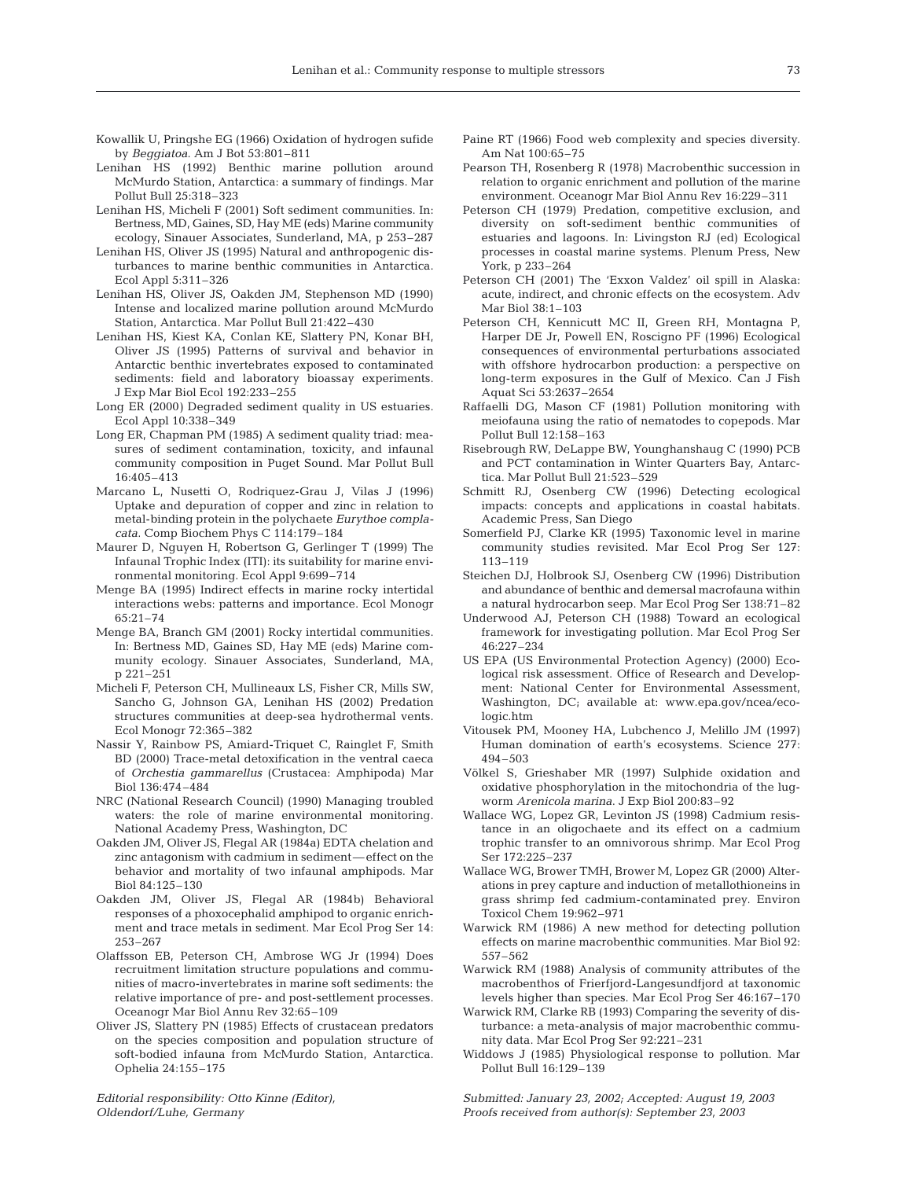Kowallik U, Pringshe EG (1966) Oxidation of hydrogen sufide by *Beggiatoa*. Am J Bot 53:801–811

Lenihan HS (1992) Benthic marine pollution around McMurdo Station, Antarctica: a summary of findings. Mar Pollut Bull 25:318–323

Lenihan HS, Micheli F (2001) Soft sediment communities. In: Bertness MD, Gaines SD, Hay ME (eds) Marine community ecology, Sinauer Associates, Sunderland, MA, p 253–287

Lenihan HS, Oliver JS (1995) Natural and anthropogenic disturbances to marine benthic communities in Antarctica. Ecol Appl 5:311–326

Lenihan HS, Oliver JS, Oakden JM, Stephenson MD (1990) Intense and localized marine pollution around McMurdo Station, Antarctica. Mar Pollut Bull 21:422–430

Lenihan HS, Kiest KA, Conlan KE, Slattery PN, Konar BH, Oliver JS (1995) Patterns of survival and behavior in Antarctic benthic invertebrates exposed to contaminated sediments: field and laboratory bioassay experiments. J Exp Mar Biol Ecol 192:233–255

Long ER (2000) Degraded sediment quality in US estuaries. Ecol Appl 10:338–349

Long ER, Chapman PM (1985) A sediment quality triad: measures of sediment contamination, toxicity, and infaunal community composition in Puget Sound. Mar Pollut Bull 16:405–413

Marcano L, Nusetti O, Rodriquez-Grau J, Vilas J (1996) Uptake and depuration of copper and zinc in relation to metal-binding protein in the polychaete *Eurythoe complacata*. Comp Biochem Phys C 114:179–184

Maurer D, Nguyen H, Robertson G, Gerlinger T (1999) The Infaunal Trophic Index (ITI): its suitability for marine environmental monitoring. Ecol Appl 9:699–714

Menge BA (1995) Indirect effects in marine rocky intertidal interactions webs: patterns and importance. Ecol Monogr 65:21–74

Menge BA, Branch GM (2001) Rocky intertidal communities. In: Bertness MD, Gaines SD, Hay ME (eds) Marine community ecology. Sinauer Associates, Sunderland, MA, p 221–251

Micheli F, Peterson CH, Mullineaux LS, Fisher CR, Mills SW, Sancho G, Johnson GA, Lenihan HS (2002) Predation structures communities at deep-sea hydrothermal vents. Ecol Monogr 72:365–382

Nassir Y, Rainbow PS, Amiard-Triquet C, Rainglet F, Smith BD (2000) Trace-metal detoxification in the ventral caeca of *Orchestia gammarellus* (Crustacea: Amphipoda) Mar Biol 136:474–484

NRC (National Research Council) (1990) Managing troubled waters: the role of marine environmental monitoring. National Academy Press, Washington, DC

Oakden JM, Oliver JS, Flegal AR (1984a) EDTA chelation and zinc antagonism with cadmium in sediment—effect on the behavior and mortality of two infaunal amphipods. Mar Biol 84:125–130

Oakden JM, Oliver JS, Flegal AR (1984b) Behavioral responses of a phoxocephalid amphipod to organic enrichment and trace metals in sediment. Mar Ecol Prog Ser 14: 253–267

Olaffsson EB, Peterson CH, Ambrose WG Jr (1994) Does recruitment limitation structure populations and communities of macro-invertebrates in marine soft sediments: the relative importance of pre- and post-settlement processes. Oceanogr Mar Biol Annu Rev 32:65–109

Oliver JS, Slattery PN (1985) Effects of crustacean predators on the species composition and population structure of soft-bodied infauna from McMurdo Station, Antarctica. Ophelia 24:155–175

Paine RT (1966) Food web complexity and species diversity. Am Nat 100:65–75

Pearson TH, Rosenberg R (1978) Macrobenthic succession in relation to organic enrichment and pollution of the marine environment. Oceanogr Mar Biol Annu Rev 16:229–311

Peterson CH (1979) Predation, competitive exclusion, and diversity on soft-sediment benthic communities of estuaries and lagoons. In: Livingston RJ (ed) Ecological processes in coastal marine systems. Plenum Press, New York, p 233–264

Peterson CH (2001) The 'Exxon Valdez' oil spill in Alaska: acute, indirect, and chronic effects on the ecosystem. Adv Mar Biol 38:1–103

Peterson CH, Kennicutt MC II, Green RH, Montagna P, Harper DE Jr, Powell EN, Roscigno PF (1996) Ecological consequences of environmental perturbations associated with offshore hydrocarbon production: a perspective on long-term exposures in the Gulf of Mexico. Can J Fish Aquat Sci 53:2637–2654

Raffaelli DG, Mason CF (1981) Pollution monitoring with meiofauna using the ratio of nematodes to copepods. Mar Pollut Bull 12:158–163

Risebrough RW, DeLappe BW, Younghanshaug C (1990) PCB and PCT contamination in Winter Quarters Bay, Antarctica. Mar Pollut Bull 21:523–529

Schmitt RJ, Osenberg CW (1996) Detecting ecological impacts: concepts and applications in coastal habitats. Academic Press, San Diego

Somerfield PJ, Clarke KR (1995) Taxonomic level in marine community studies revisited. Mar Ecol Prog Ser 127: 113–119

Steichen DJ, Holbrook SJ, Osenberg CW (1996) Distribution and abundance of benthic and demersal macrofauna within a natural hydrocarbon seep. Mar Ecol Prog Ser 138:71–82

Underwood AJ, Peterson CH (1988) Toward an ecological framework for investigating pollution. Mar Ecol Prog Ser 46:227–234

US EPA (US Environmental Protection Agency) (2000) Ecological risk assessment. Office of Research and Development: National Center for Environmental Assessment, Washington, DC; available at: www.epa.gov/ncea/ecologic.htm

Vitousek PM, Mooney HA, Lubchenco J, Melillo JM (1997) Human domination of earth's ecosystems. Science 277: 494–503

Völkel S, Grieshaber MR (1997) Sulphide oxidation and oxidative phosphorylation in the mitochondria of the lugworm *Arenicola marina*. J Exp Biol 200:83–92

Wallace WG, Lopez GR, Levinton JS (1998) Cadmium resistance in an oligochaete and its effect on a cadmium trophic transfer to an omnivorous shrimp. Mar Ecol Prog Ser 172:225–237

Wallace WG, Brower TMH, Brower M, Lopez GR (2000) Alterations in prey capture and induction of metallothioneins in grass shrimp fed cadmium-contaminated prey. Environ Toxicol Chem 19:962–971

Warwick RM (1986) A new method for detecting pollution effects on marine macrobenthic communities. Mar Biol 92: 557–562

Warwick RM (1988) Analysis of community attributes of the macrobenthos of Frierfjord-Langesundfjord at taxonomic levels higher than species. Mar Ecol Prog Ser 46:167–170

Warwick RM, Clarke RB (1993) Comparing the severity of disturbance: a meta-analysis of major macrobenthic community data. Mar Ecol Prog Ser 92:221–231

Widdows J (1985) Physiological response to pollution. Mar Pollut Bull 16:129–139

*Editorial responsibility: Otto Kinne (Editor), Oldendorf/Luhe, Germany*

*Submitted: January 23, 2002; Accepted: August 19, 2003*
*Proofs received from author(s): September 23, 2003*